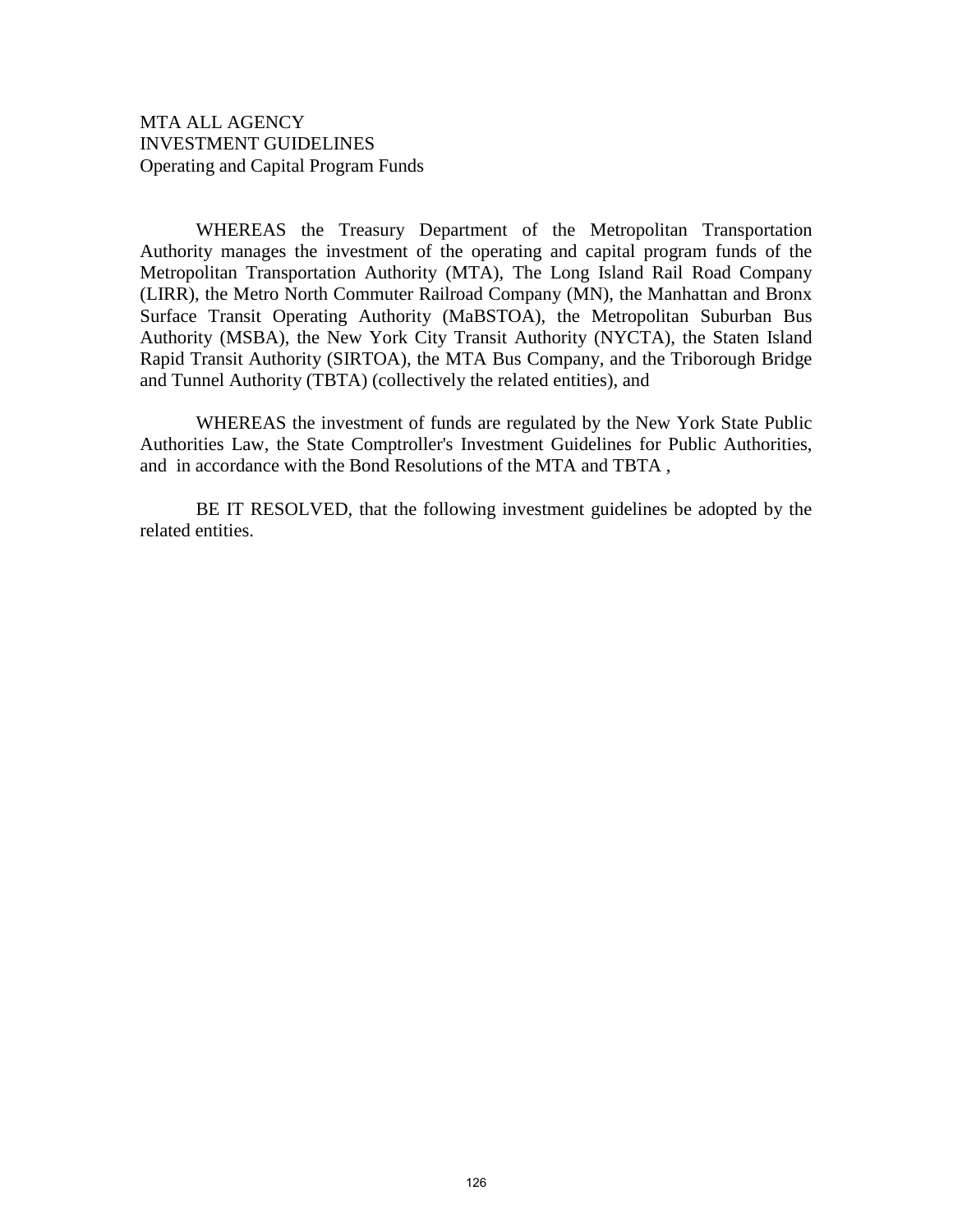MTA ALL AGENCY
INVESTMENT GUIDELINES
Operating and Capital Program Funds

WHEREAS the Treasury Department of the Metropolitan Transportation Authority manages the investment of the operating and capital program funds of the Metropolitan Transportation Authority (MTA), The Long Island Rail Road Company (LIRR), the Metro North Commuter Railroad Company (MN), the Manhattan and Bronx Surface Transit Operating Authority (MaBSTOA), the Metropolitan Suburban Bus Authority (MSBA), the New York City Transit Authority (NYCTA), the Staten Island Rapid Transit Authority (SIRTOA), the MTA Bus Company, and the Triborough Bridge and Tunnel Authority (TBTA) (collectively the related entities), and

WHEREAS the investment of funds are regulated by the New York State Public Authorities Law, the State Comptroller's Investment Guidelines for Public Authorities, and in accordance with the Bond Resolutions of the MTA and TBTA ,

BE IT RESOLVED, that the following investment guidelines be adopted by the related entities.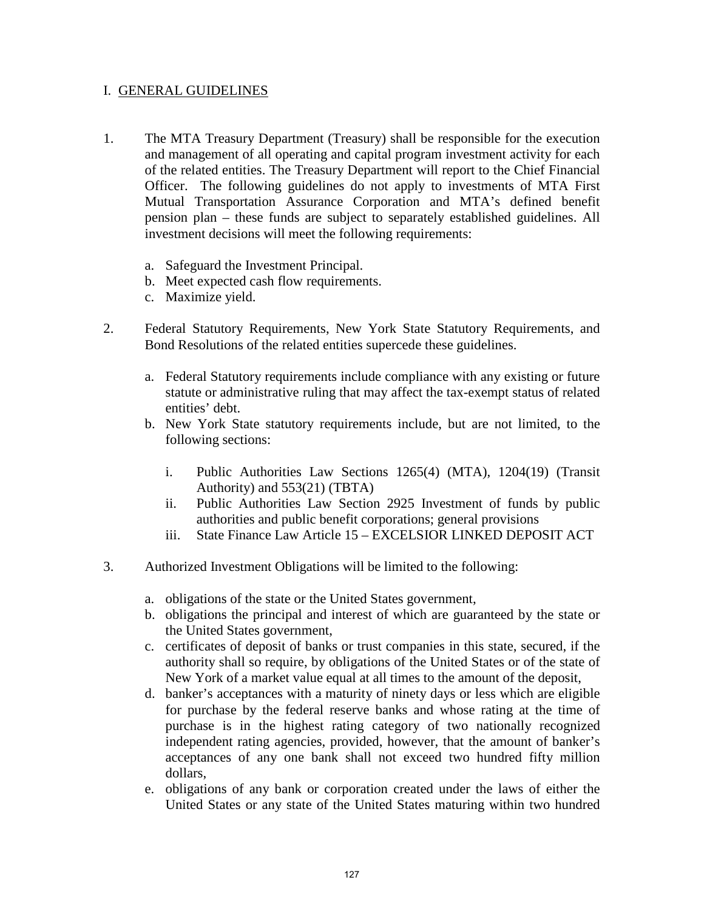# I. GENERAL GUIDELINES

1. The MTA Treasury Department (Treasury) shall be responsible for the execution and management of all operating and capital program investment activity for each of the related entities. The Treasury Department will report to the Chief Financial Officer. The following guidelines do not apply to investments of MTA First Mutual Transportation Assurance Corporation and MTA's defined benefit pension plan – these funds are subject to separately established guidelines. All investment decisions will meet the following requirements:

   a. Safeguard the Investment Principal.
   b. Meet expected cash flow requirements.
   c. Maximize yield.

2. Federal Statutory Requirements, New York State Statutory Requirements, and Bond Resolutions of the related entities supercede these guidelines.

   a. Federal Statutory requirements include compliance with any existing or future statute or administrative ruling that may affect the tax-exempt status of related entities' debt.
   b. New York State statutory requirements include, but are not limited, to the following sections:

      i. Public Authorities Law Sections 1265(4) (MTA), 1204(19) (Transit Authority) and 553(21) (TBTA)
      ii. Public Authorities Law Section 2925 Investment of funds by public authorities and public benefit corporations; general provisions
      iii. State Finance Law Article 15 – EXCELSIOR LINKED DEPOSIT ACT

3. Authorized Investment Obligations will be limited to the following:

   a. obligations of the state or the United States government,
   b. obligations the principal and interest of which are guaranteed by the state or the United States government,
   c. certificates of deposit of banks or trust companies in this state, secured, if the authority shall so require, by obligations of the United States or of the state of New York of a market value equal at all times to the amount of the deposit,
   d. banker's acceptances with a maturity of ninety days or less which are eligible for purchase by the federal reserve banks and whose rating at the time of purchase is in the highest rating category of two nationally recognized independent rating agencies, provided, however, that the amount of banker's acceptances of any one bank shall not exceed two hundred fifty million dollars,
   e. obligations of any bank or corporation created under the laws of either the United States or any state of the United States maturing within two hundred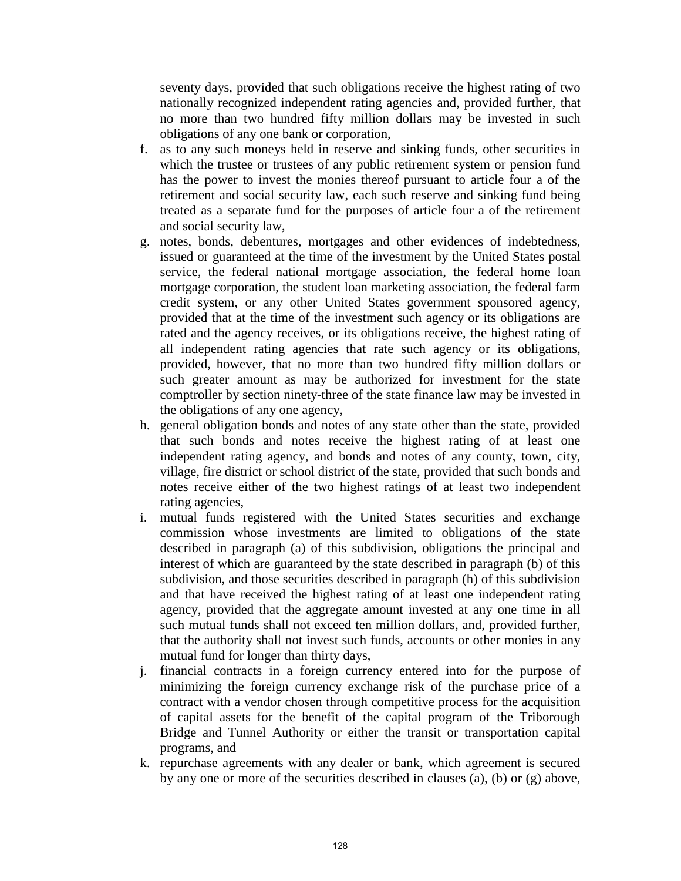seventy days, provided that such obligations receive the highest rating of two nationally recognized independent rating agencies and, provided further, that no more than two hundred fifty million dollars may be invested in such obligations of any one bank or corporation,

f. as to any such moneys held in reserve and sinking funds, other securities in which the trustee or trustees of any public retirement system or pension fund has the power to invest the monies thereof pursuant to article four a of the retirement and social security law, each such reserve and sinking fund being treated as a separate fund for the purposes of article four a of the retirement and social security law,

g. notes, bonds, debentures, mortgages and other evidences of indebtedness, issued or guaranteed at the time of the investment by the United States postal service, the federal national mortgage association, the federal home loan mortgage corporation, the student loan marketing association, the federal farm credit system, or any other United States government sponsored agency, provided that at the time of the investment such agency or its obligations are rated and the agency receives, or its obligations receive, the highest rating of all independent rating agencies that rate such agency or its obligations, provided, however, that no more than two hundred fifty million dollars or such greater amount as may be authorized for investment for the state comptroller by section ninety-three of the state finance law may be invested in the obligations of any one agency,

h. general obligation bonds and notes of any state other than the state, provided that such bonds and notes receive the highest rating of at least one independent rating agency, and bonds and notes of any county, town, city, village, fire district or school district of the state, provided that such bonds and notes receive either of the two highest ratings of at least two independent rating agencies,

i. mutual funds registered with the United States securities and exchange commission whose investments are limited to obligations of the state described in paragraph (a) of this subdivision, obligations the principal and interest of which are guaranteed by the state described in paragraph (b) of this subdivision, and those securities described in paragraph (h) of this subdivision and that have received the highest rating of at least one independent rating agency, provided that the aggregate amount invested at any one time in all such mutual funds shall not exceed ten million dollars, and, provided further, that the authority shall not invest such funds, accounts or other monies in any mutual fund for longer than thirty days,

j. financial contracts in a foreign currency entered into for the purpose of minimizing the foreign currency exchange risk of the purchase price of a contract with a vendor chosen through competitive process for the acquisition of capital assets for the benefit of the capital program of the Triborough Bridge and Tunnel Authority or either the transit or transportation capital programs, and

k. repurchase agreements with any dealer or bank, which agreement is secured by any one or more of the securities described in clauses (a), (b) or (g) above,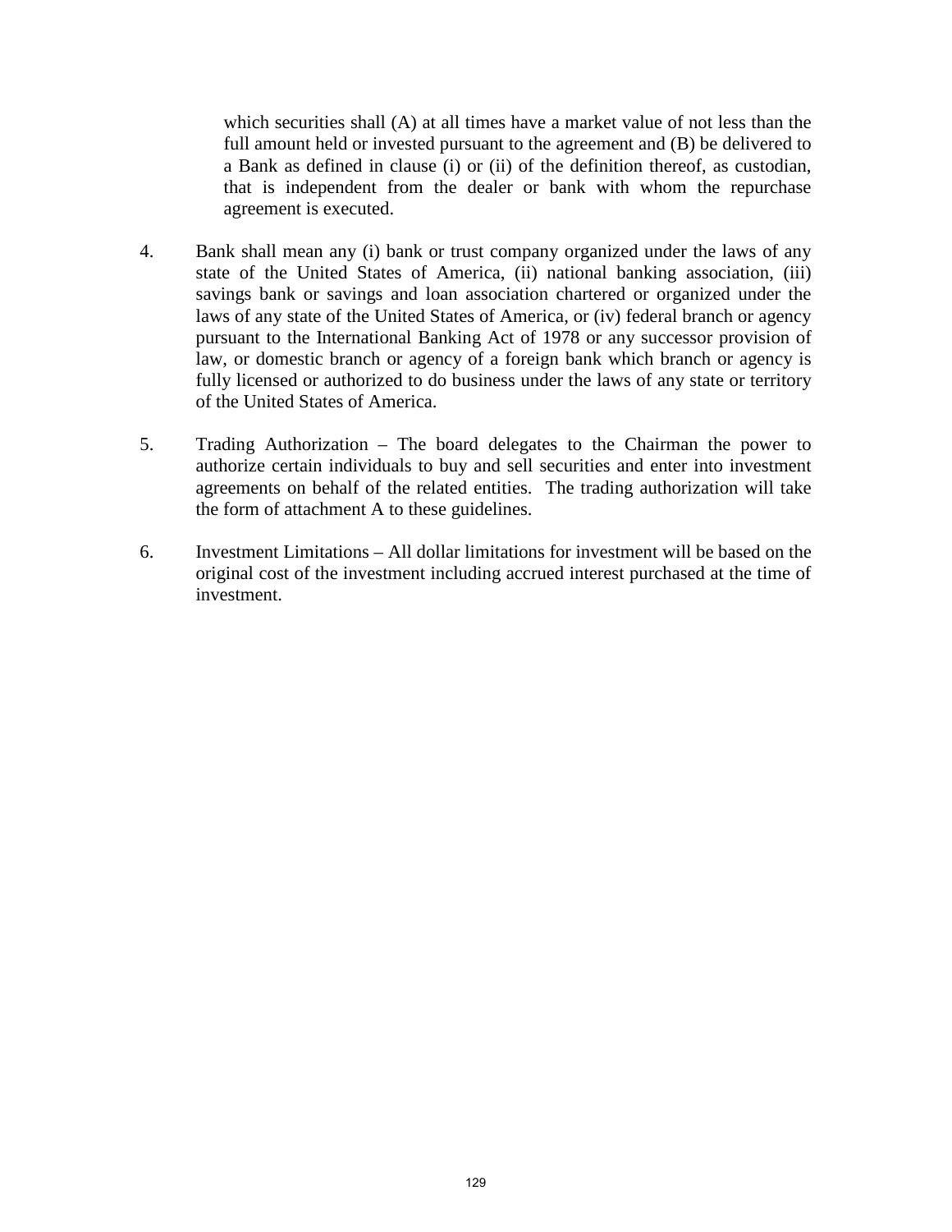which securities shall (A) at all times have a market value of not less than the full amount held or invested pursuant to the agreement and (B) be delivered to a Bank as defined in clause (i) or (ii) of the definition thereof, as custodian, that is independent from the dealer or bank with whom the repurchase agreement is executed.

4. Bank shall mean any (i) bank or trust company organized under the laws of any state of the United States of America, (ii) national banking association, (iii) savings bank or savings and loan association chartered or organized under the laws of any state of the United States of America, or (iv) federal branch or agency pursuant to the International Banking Act of 1978 or any successor provision of law, or domestic branch or agency of a foreign bank which branch or agency is fully licensed or authorized to do business under the laws of any state or territory of the United States of America.

5. Trading Authorization – The board delegates to the Chairman the power to authorize certain individuals to buy and sell securities and enter into investment agreements on behalf of the related entities. The trading authorization will take the form of attachment A to these guidelines.

6. Investment Limitations – All dollar limitations for investment will be based on the original cost of the investment including accrued interest purchased at the time of investment.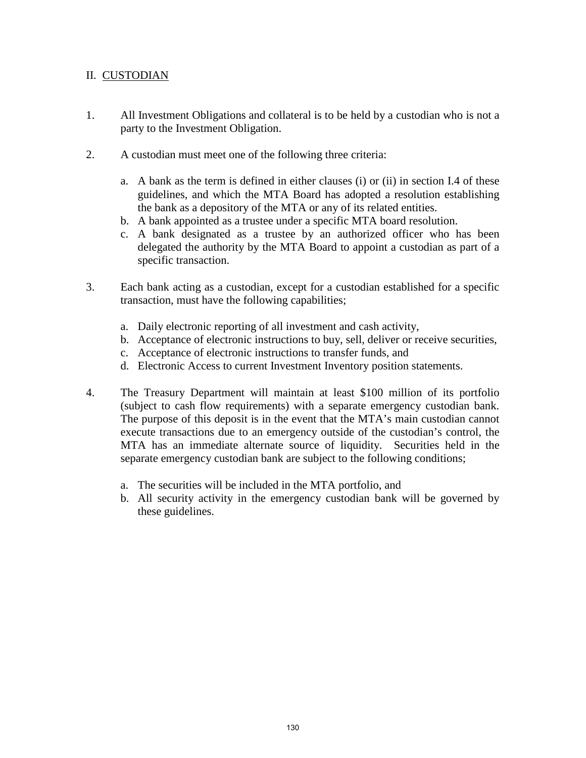## II. CUSTODIAN

1. All Investment Obligations and collateral is to be held by a custodian who is not a party to the Investment Obligation.

2. A custodian must meet one of the following three criteria:

   a. A bank as the term is defined in either clauses (i) or (ii) in section I.4 of these guidelines, and which the MTA Board has adopted a resolution establishing the bank as a depository of the MTA or any of its related entities.
   b. A bank appointed as a trustee under a specific MTA board resolution.
   c. A bank designated as a trustee by an authorized officer who has been delegated the authority by the MTA Board to appoint a custodian as part of a specific transaction.

3. Each bank acting as a custodian, except for a custodian established for a specific transaction, must have the following capabilities;

   a. Daily electronic reporting of all investment and cash activity,
   b. Acceptance of electronic instructions to buy, sell, deliver or receive securities,
   c. Acceptance of electronic instructions to transfer funds, and
   d. Electronic Access to current Investment Inventory position statements.

4. The Treasury Department will maintain at least \$100 million of its portfolio (subject to cash flow requirements) with a separate emergency custodian bank. The purpose of this deposit is in the event that the MTA's main custodian cannot execute transactions due to an emergency outside of the custodian's control, the MTA has an immediate alternate source of liquidity. Securities held in the separate emergency custodian bank are subject to the following conditions;

   a. The securities will be included in the MTA portfolio, and
   b. All security activity in the emergency custodian bank will be governed by these guidelines.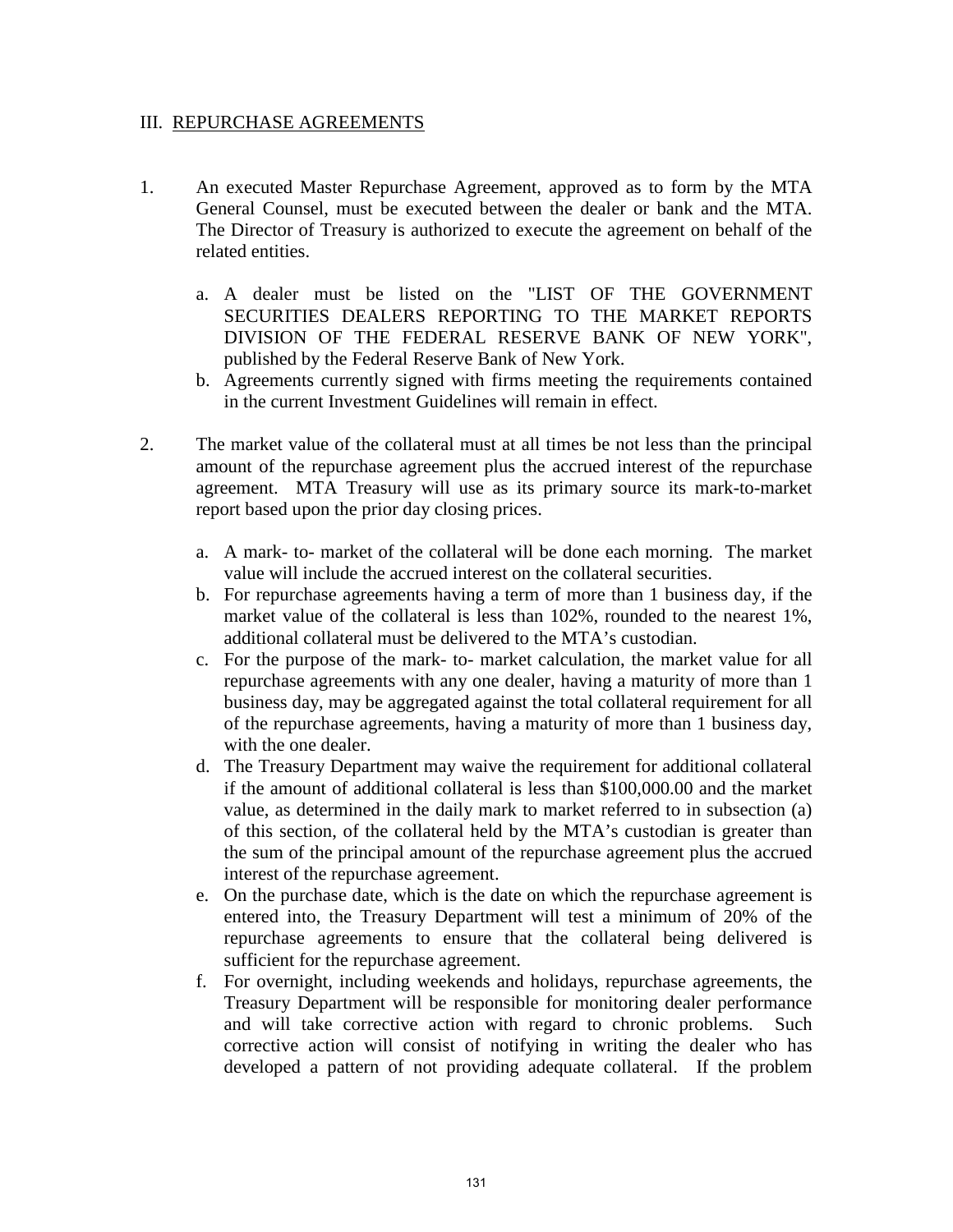## III. REPURCHASE AGREEMENTS

1. An executed Master Repurchase Agreement, approved as to form by the MTA General Counsel, must be executed between the dealer or bank and the MTA. The Director of Treasury is authorized to execute the agreement on behalf of the related entities.

   a. A dealer must be listed on the "LIST OF THE GOVERNMENT SECURITIES DEALERS REPORTING TO THE MARKET REPORTS DIVISION OF THE FEDERAL RESERVE BANK OF NEW YORK", published by the Federal Reserve Bank of New York.
   b. Agreements currently signed with firms meeting the requirements contained in the current Investment Guidelines will remain in effect.

2. The market value of the collateral must at all times be not less than the principal amount of the repurchase agreement plus the accrued interest of the repurchase agreement. MTA Treasury will use as its primary source its mark-to-market report based upon the prior day closing prices.

   a. A mark- to- market of the collateral will be done each morning. The market value will include the accrued interest on the collateral securities.
   b. For repurchase agreements having a term of more than 1 business day, if the market value of the collateral is less than 102%, rounded to the nearest 1%, additional collateral must be delivered to the MTA's custodian.
   c. For the purpose of the mark- to- market calculation, the market value for all repurchase agreements with any one dealer, having a maturity of more than 1 business day, may be aggregated against the total collateral requirement for all of the repurchase agreements, having a maturity of more than 1 business day, with the one dealer.
   d. The Treasury Department may waive the requirement for additional collateral if the amount of additional collateral is less than $100,000.00 and the market value, as determined in the daily mark to market referred to in subsection (a) of this section, of the collateral held by the MTA's custodian is greater than the sum of the principal amount of the repurchase agreement plus the accrued interest of the repurchase agreement.
   e. On the purchase date, which is the date on which the repurchase agreement is entered into, the Treasury Department will test a minimum of 20% of the repurchase agreements to ensure that the collateral being delivered is sufficient for the repurchase agreement.
   f. For overnight, including weekends and holidays, repurchase agreements, the Treasury Department will be responsible for monitoring dealer performance and will take corrective action with regard to chronic problems. Such corrective action will consist of notifying in writing the dealer who has developed a pattern of not providing adequate collateral. If the problem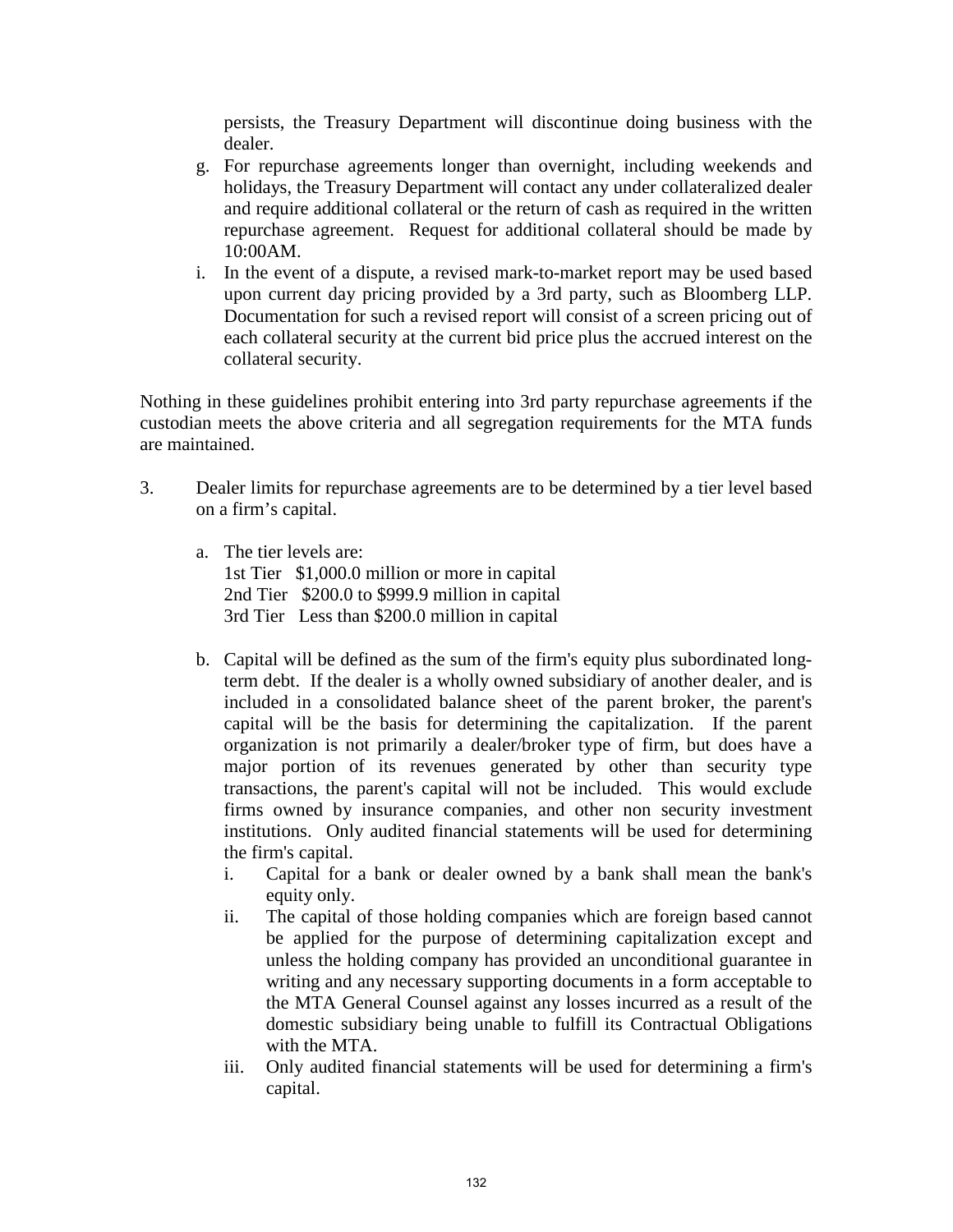persists, the Treasury Department will discontinue doing business with the dealer.

g. For repurchase agreements longer than overnight, including weekends and holidays, the Treasury Department will contact any under collateralized dealer and require additional collateral or the return of cash as required in the written repurchase agreement. Request for additional collateral should be made by 10:00AM.

i. In the event of a dispute, a revised mark-to-market report may be used based upon current day pricing provided by a 3rd party, such as Bloomberg LLP. Documentation for such a revised report will consist of a screen pricing out of each collateral security at the current bid price plus the accrued interest on the collateral security.

Nothing in these guidelines prohibit entering into 3rd party repurchase agreements if the custodian meets the above criteria and all segregation requirements for the MTA funds are maintained.

3. Dealer limits for repurchase agreements are to be determined by a tier level based on a firm's capital.

   a. The tier levels are:
      1st Tier $1,000.0 million or more in capital
      2nd Tier $200.0 to $999.9 million in capital
      3rd Tier Less than $200.0 million in capital

   b. Capital will be defined as the sum of the firm's equity plus subordinated long-term debt. If the dealer is a wholly owned subsidiary of another dealer, and is included in a consolidated balance sheet of the parent broker, the parent's capital will be the basis for determining the capitalization. If the parent organization is not primarily a dealer/broker type of firm, but does have a major portion of its revenues generated by other than security type transactions, the parent's capital will not be included. This would exclude firms owned by insurance companies, and other non security investment institutions. Only audited financial statements will be used for determining the firm's capital.

      i. Capital for a bank or dealer owned by a bank shall mean the bank's equity only.
      ii. The capital of those holding companies which are foreign based cannot be applied for the purpose of determining capitalization except and unless the holding company has provided an unconditional guarantee in writing and any necessary supporting documents in a form acceptable to the MTA General Counsel against any losses incurred as a result of the domestic subsidiary being unable to fulfill its Contractual Obligations with the MTA.
      iii. Only audited financial statements will be used for determining a firm's capital.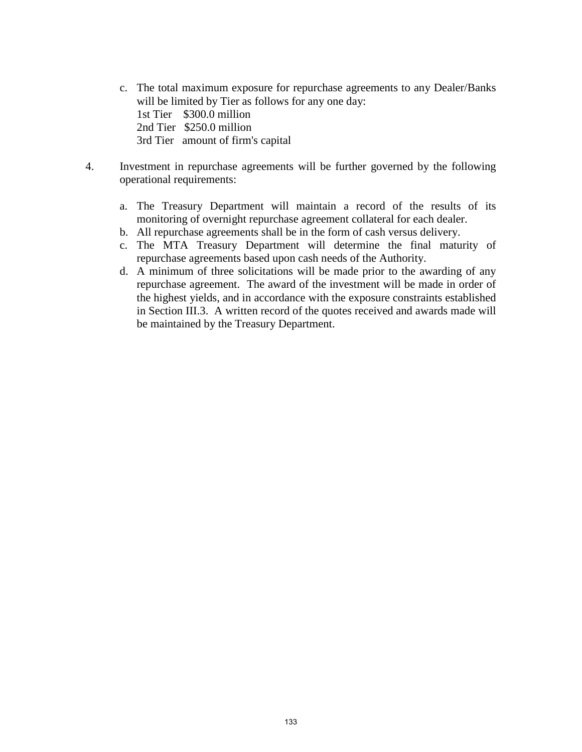c. The total maximum exposure for repurchase agreements to any Dealer/Banks will be limited by Tier as follows for any one day:
   1st Tier $300.0 million
   2nd Tier $250.0 million
   3rd Tier amount of firm's capital

4. Investment in repurchase agreements will be further governed by the following operational requirements:

   a. The Treasury Department will maintain a record of the results of its monitoring of overnight repurchase agreement collateral for each dealer.
   b. All repurchase agreements shall be in the form of cash versus delivery.
   c. The MTA Treasury Department will determine the final maturity of repurchase agreements based upon cash needs of the Authority.
   d. A minimum of three solicitations will be made prior to the awarding of any repurchase agreement. The award of the investment will be made in order of the highest yields, and in accordance with the exposure constraints established in Section III.3. A written record of the quotes received and awards made will be maintained by the Treasury Department.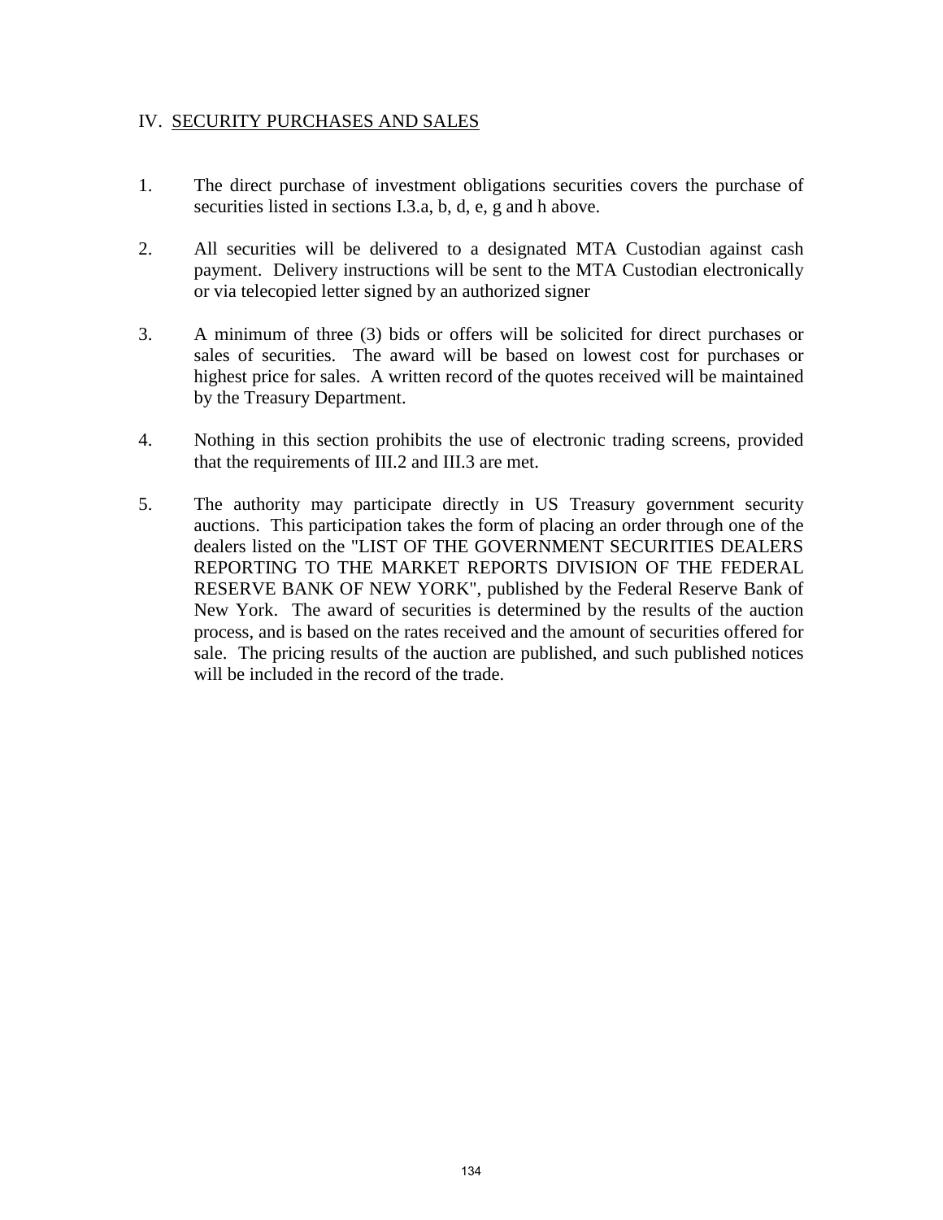## IV. SECURITY PURCHASES AND SALES

1. The direct purchase of investment obligations securities covers the purchase of securities listed in sections I.3.a, b, d, e, g and h above.

2. All securities will be delivered to a designated MTA Custodian against cash payment. Delivery instructions will be sent to the MTA Custodian electronically or via telecopied letter signed by an authorized signer

3. A minimum of three (3) bids or offers will be solicited for direct purchases or sales of securities. The award will be based on lowest cost for purchases or highest price for sales. A written record of the quotes received will be maintained by the Treasury Department.

4. Nothing in this section prohibits the use of electronic trading screens, provided that the requirements of III.2 and III.3 are met.

5. The authority may participate directly in US Treasury government security auctions. This participation takes the form of placing an order through one of the dealers listed on the "LIST OF THE GOVERNMENT SECURITIES DEALERS REPORTING TO THE MARKET REPORTS DIVISION OF THE FEDERAL RESERVE BANK OF NEW YORK", published by the Federal Reserve Bank of New York. The award of securities is determined by the results of the auction process, and is based on the rates received and the amount of securities offered for sale. The pricing results of the auction are published, and such published notices will be included in the record of the trade.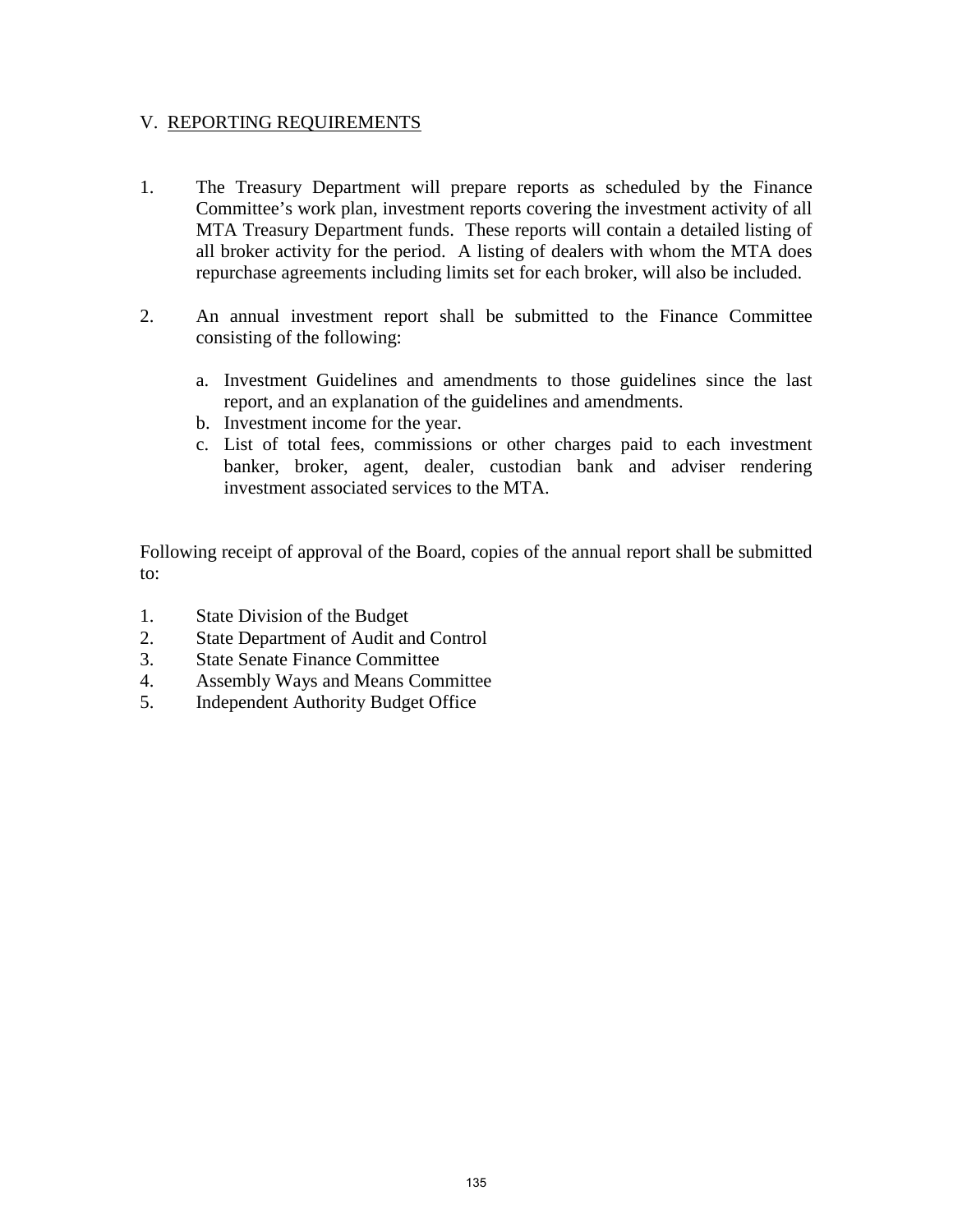## V. REPORTING REQUIREMENTS

1. The Treasury Department will prepare reports as scheduled by the Finance Committee's work plan, investment reports covering the investment activity of all MTA Treasury Department funds. These reports will contain a detailed listing of all broker activity for the period. A listing of dealers with whom the MTA does repurchase agreements including limits set for each broker, will also be included.

2. An annual investment report shall be submitted to the Finance Committee consisting of the following:

   a. Investment Guidelines and amendments to those guidelines since the last report, and an explanation of the guidelines and amendments.
   b. Investment income for the year.
   c. List of total fees, commissions or other charges paid to each investment banker, broker, agent, dealer, custodian bank and adviser rendering investment associated services to the MTA.

Following receipt of approval of the Board, copies of the annual report shall be submitted to:

1. State Division of the Budget
2. State Department of Audit and Control
3. State Senate Finance Committee
4. Assembly Ways and Means Committee
5. Independent Authority Budget Office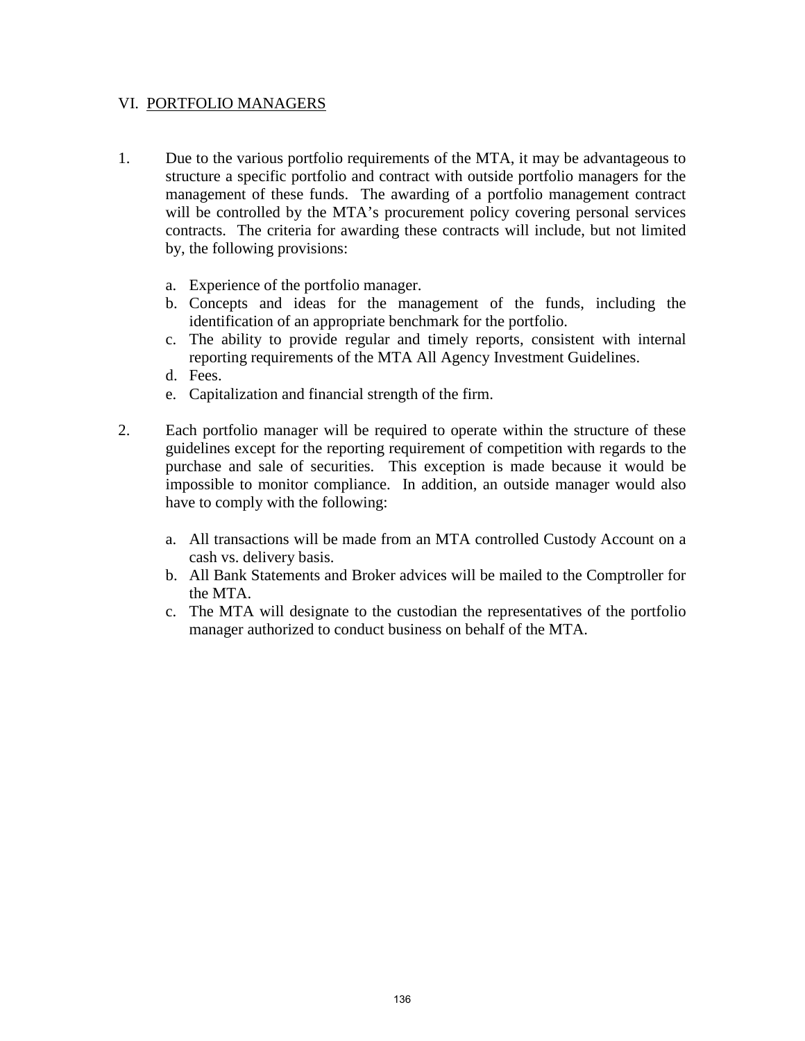## VI. PORTFOLIO MANAGERS

1. Due to the various portfolio requirements of the MTA, it may be advantageous to structure a specific portfolio and contract with outside portfolio managers for the management of these funds. The awarding of a portfolio management contract will be controlled by the MTA's procurement policy covering personal services contracts. The criteria for awarding these contracts will include, but not limited by, the following provisions:

   a. Experience of the portfolio manager.
   b. Concepts and ideas for the management of the funds, including the identification of an appropriate benchmark for the portfolio.
   c. The ability to provide regular and timely reports, consistent with internal reporting requirements of the MTA All Agency Investment Guidelines.
   d. Fees.
   e. Capitalization and financial strength of the firm.

2. Each portfolio manager will be required to operate within the structure of these guidelines except for the reporting requirement of competition with regards to the purchase and sale of securities. This exception is made because it would be impossible to monitor compliance. In addition, an outside manager would also have to comply with the following:

   a. All transactions will be made from an MTA controlled Custody Account on a cash vs. delivery basis.
   b. All Bank Statements and Broker advices will be mailed to the Comptroller for the MTA.
   c. The MTA will designate to the custodian the representatives of the portfolio manager authorized to conduct business on behalf of the MTA.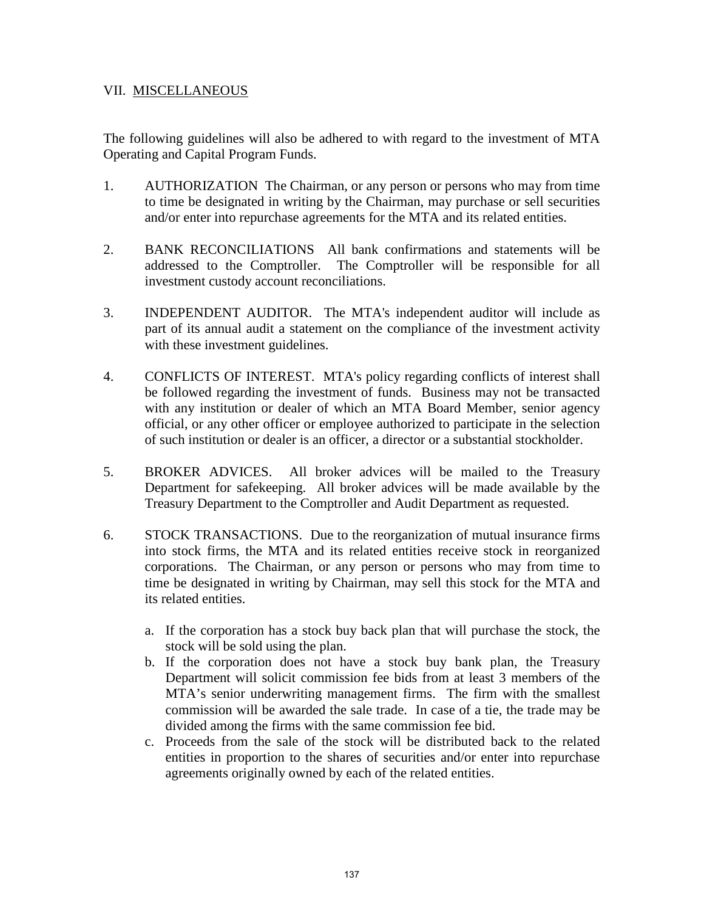## VII. MISCELLANEOUS

The following guidelines will also be adhered to with regard to the investment of MTA Operating and Capital Program Funds.

1. AUTHORIZATION The Chairman, or any person or persons who may from time to time be designated in writing by the Chairman, may purchase or sell securities and/or enter into repurchase agreements for the MTA and its related entities.

2. BANK RECONCILIATIONS All bank confirmations and statements will be addressed to the Comptroller. The Comptroller will be responsible for all investment custody account reconciliations.

3. INDEPENDENT AUDITOR. The MTA's independent auditor will include as part of its annual audit a statement on the compliance of the investment activity with these investment guidelines.

4. CONFLICTS OF INTEREST. MTA's policy regarding conflicts of interest shall be followed regarding the investment of funds. Business may not be transacted with any institution or dealer of which an MTA Board Member, senior agency official, or any other officer or employee authorized to participate in the selection of such institution or dealer is an officer, a director or a substantial stockholder.

5. BROKER ADVICES. All broker advices will be mailed to the Treasury Department for safekeeping. All broker advices will be made available by the Treasury Department to the Comptroller and Audit Department as requested.

6. STOCK TRANSACTIONS. Due to the reorganization of mutual insurance firms into stock firms, the MTA and its related entities receive stock in reorganized corporations. The Chairman, or any person or persons who may from time to time be designated in writing by Chairman, may sell this stock for the MTA and its related entities.

   a. If the corporation has a stock buy back plan that will purchase the stock, the stock will be sold using the plan.
   b. If the corporation does not have a stock buy bank plan, the Treasury Department will solicit commission fee bids from at least 3 members of the MTA's senior underwriting management firms. The firm with the smallest commission will be awarded the sale trade. In case of a tie, the trade may be divided among the firms with the same commission fee bid.
   c. Proceeds from the sale of the stock will be distributed back to the related entities in proportion to the shares of securities and/or enter into repurchase agreements originally owned by each of the related entities.